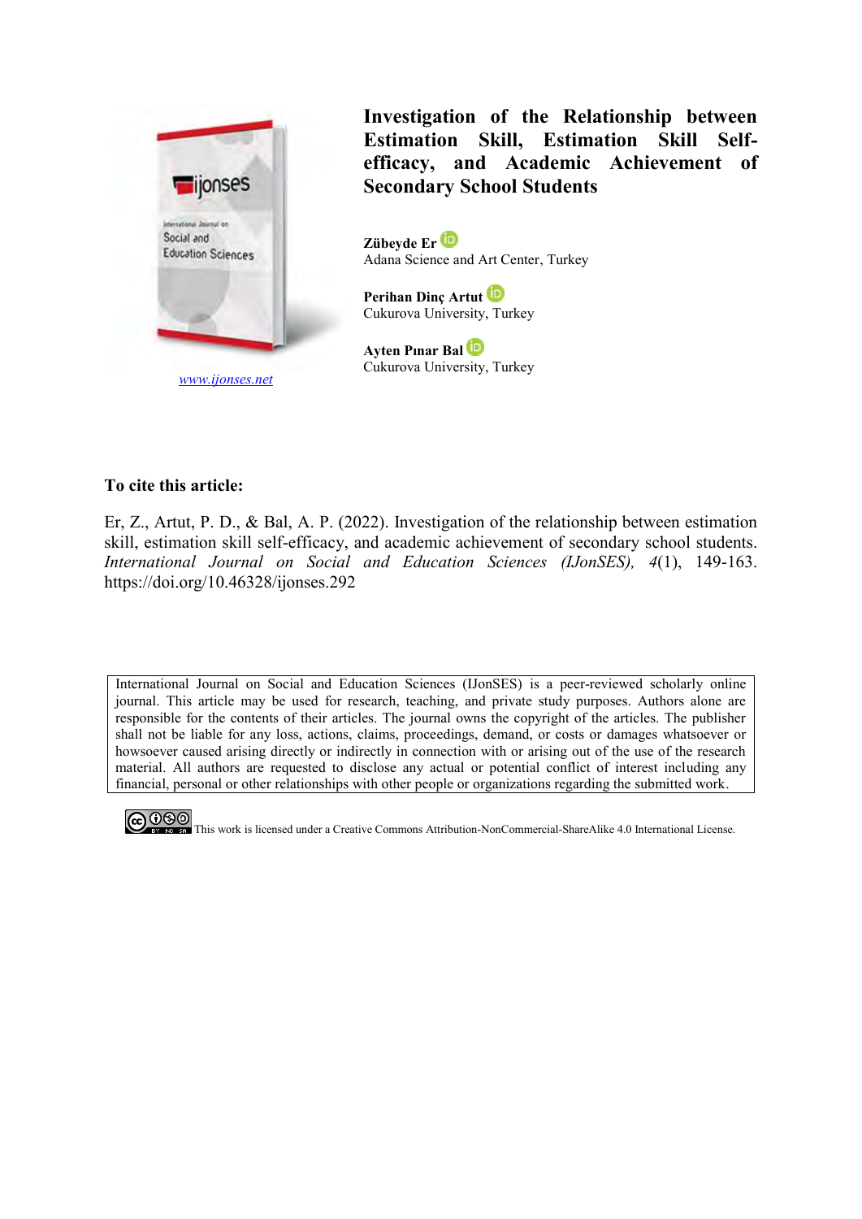www.ijonses.net

# Investigation of the Relationship between Estimation Skill, Estimation Skill Self-efficacy, and Academic Achievement of Secondary School Students

**Zübeyde Er**
Adana Science and Art Center, Turkey

**Perihan Dinç Artut**
Cukurova University, Turkey

**Ayten Pınar Bal**
Cukurova University, Turkey

**To cite this article:**

Er, Z., Artut, P. D., & Bal, A. P. (2022). Investigation of the relationship between estimation skill, estimation skill self-efficacy, and academic achievement of secondary school students. *International Journal on Social and Education Sciences (IJonSES), 4*(1), 149-163. https://doi.org/10.46328/ijonses.292

International Journal on Social and Education Sciences (IJonSES) is a peer-reviewed scholarly online journal. This article may be used for research, teaching, and private study purposes. Authors alone are responsible for the contents of their articles. The journal owns the copyright of the articles. The publisher shall not be liable for any loss, actions, claims, proceedings, demand, or costs or damages whatsoever or howsoever caused arising directly or indirectly in connection with or arising out of the use of the research material. All authors are requested to disclose any actual or potential conflict of interest including any financial, personal or other relationships with other people or organizations regarding the submitted work.

This work is licensed under a Creative Commons Attribution-NonCommercial-ShareAlike 4.0 International License.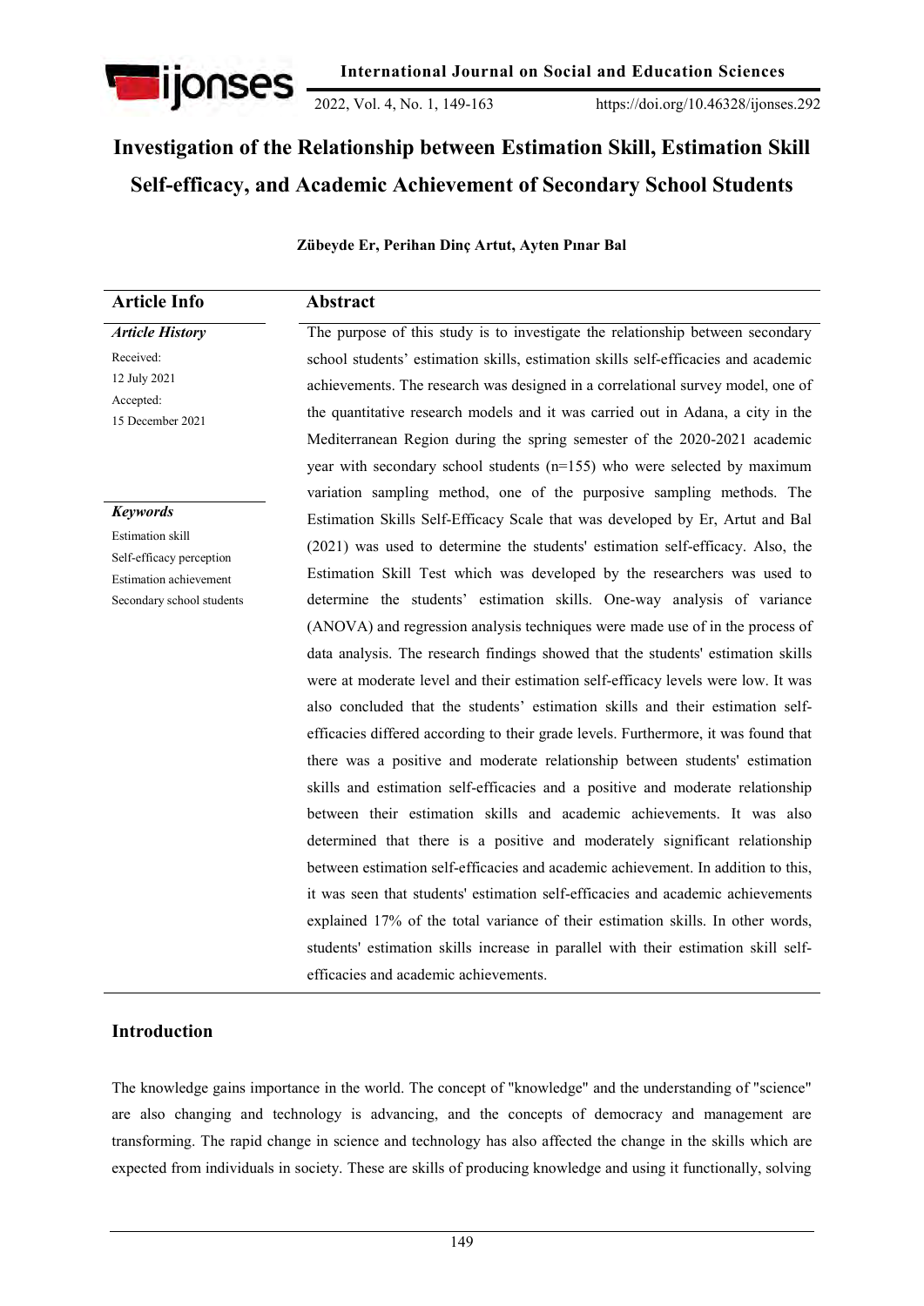# Investigation of the Relationship between Estimation Skill, Estimation Skill Self-efficacy, and Academic Achievement of Secondary School Students

**Zübeyde Er, Perihan Dinç Artut, Ayten Pınar Bal**

| Article Info | Abstract |
|---|---|
| ***Article History*** <br> Received: <br> 12 July 2021 <br> Accepted: <br> 15 December 2021 <br><br> ***Keywords*** <br> Estimation skill <br> Self-efficacy perception <br> Estimation achievement <br> Secondary school students | The purpose of this study is to investigate the relationship between secondary school students' estimation skills, estimation skills self-efficacies and academic achievements. The research was designed in a correlational survey model, one of the quantitative research models and it was carried out in Adana, a city in the Mediterranean Region during the spring semester of the 2020-2021 academic year with secondary school students (n=155) who were selected by maximum variation sampling method, one of the purposive sampling methods. The Estimation Skills Self-Efficacy Scale that was developed by Er, Artut and Bal (2021) was used to determine the students' estimation self-efficacy. Also, the Estimation Skill Test which was developed by the researchers was used to determine the students' estimation skills. One-way analysis of variance (ANOVA) and regression analysis techniques were made use of in the process of data analysis. The research findings showed that the students' estimation skills were at moderate level and their estimation self-efficacy levels were low. It was also concluded that the students' estimation skills and their estimation self-efficacies differed according to their grade levels. Furthermore, it was found that there was a positive and moderate relationship between students' estimation skills and estimation self-efficacies and a positive and moderate relationship between their estimation skills and academic achievements. It was also determined that there is a positive and moderately significant relationship between estimation self-efficacies and academic achievement. In addition to this, it was seen that students' estimation self-efficacies and academic achievements explained 17% of the total variance of their estimation skills. In other words, students' estimation skills increase in parallel with their estimation skill self-efficacies and academic achievements. |

## Introduction

The knowledge gains importance in the world. The concept of "knowledge" and the understanding of "science" are also changing and technology is advancing, and the concepts of democracy and management are transforming. The rapid change in science and technology has also affected the change in the skills which are expected from individuals in society. These are skills of producing knowledge and using it functionally, solving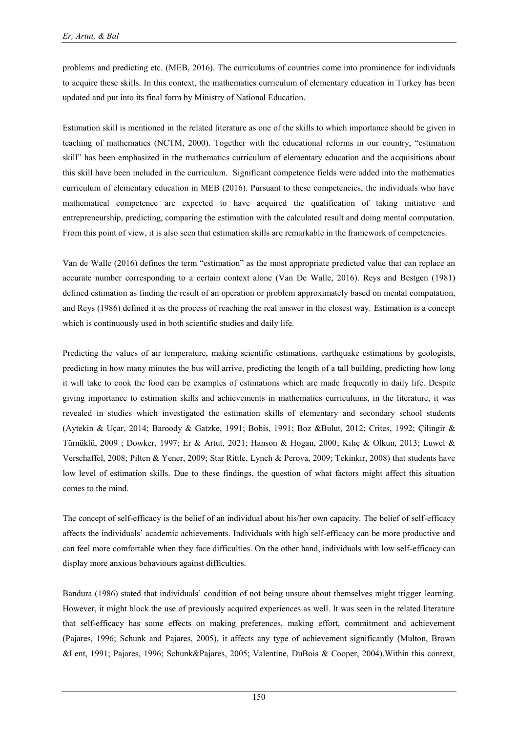problems and predicting etc. (MEB, 2016). The curriculums of countries come into prominence for individuals to acquire these skills. In this context, the mathematics curriculum of elementary education in Turkey has been updated and put into its final form by Ministry of National Education.

Estimation skill is mentioned in the related literature as one of the skills to which importance should be given in teaching of mathematics (NCTM, 2000). Together with the educational reforms in our country, "estimation skill" has been emphasized in the mathematics curriculum of elementary education and the acquisitions about this skill have been included in the curriculum. Significant competence fields were added into the mathematics curriculum of elementary education in MEB (2016). Pursuant to these competencies, the individuals who have mathematical competence are expected to have acquired the qualification of taking initiative and entrepreneurship, predicting, comparing the estimation with the calculated result and doing mental computation. From this point of view, it is also seen that estimation skills are remarkable in the framework of competencies.

Van de Walle (2016) defines the term "estimation" as the most appropriate predicted value that can replace an accurate number corresponding to a certain context alone (Van De Walle, 2016). Reys and Bestgen (1981) defined estimation as finding the result of an operation or problem approximately based on mental computation, and Reys (1986) defined it as the process of reaching the real answer in the closest way. Estimation is a concept which is continuously used in both scientific studies and daily life.

Predicting the values of air temperature, making scientific estimations, earthquake estimations by geologists, predicting in how many minutes the bus will arrive, predicting the length of a tall building, predicting how long it will take to cook the food can be examples of estimations which are made frequently in daily life. Despite giving importance to estimation skills and achievements in mathematics curriculums, in the literature, it was revealed in studies which investigated the estimation skills of elementary and secondary school students (Aytekin & Uçar, 2014; Baroody & Gatzke, 1991; Bobis, 1991; Boz &Bulut, 2012; Crites, 1992; Çilingir & Türnüklü, 2009 ; Dowker, 1997; Er & Artut, 2021; Hanson & Hogan, 2000; Kılıç & Olkun, 2013; Luwel & Verschaffel, 2008; Pilten & Yener, 2009; Star Rittle, Lynch & Perova, 2009; Tekinkır, 2008) that students have low level of estimation skills. Due to these findings, the question of what factors might affect this situation comes to the mind.

The concept of self-efficacy is the belief of an individual about his/her own capacity. The belief of self-efficacy affects the individuals' academic achievements. Individuals with high self-efficacy can be more productive and can feel more comfortable when they face difficulties. On the other hand, individuals with low self-efficacy can display more anxious behaviours against difficulties.

Bandura (1986) stated that individuals' condition of not being unsure about themselves might trigger learning. However, it might block the use of previously acquired experiences as well. It was seen in the related literature that self-efficacy has some effects on making preferences, making effort, commitment and achievement (Pajares, 1996; Schunk and Pajares, 2005), it affects any type of achievement significantly (Multon, Brown &Lent, 1991; Pajares, 1996; Schunk&Pajares, 2005; Valentine, DuBois & Cooper, 2004).Within this context,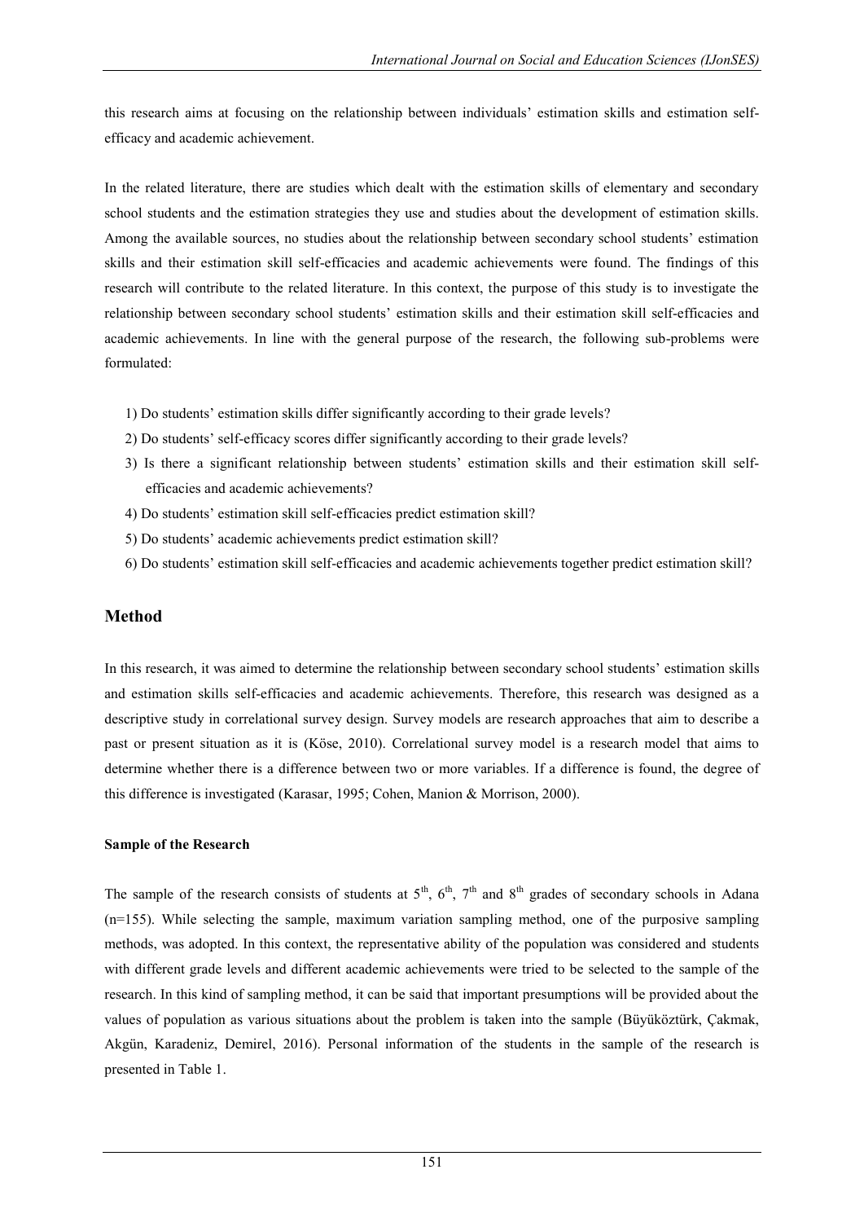this research aims at focusing on the relationship between individuals' estimation skills and estimation self-efficacy and academic achievement.

In the related literature, there are studies which dealt with the estimation skills of elementary and secondary school students and the estimation strategies they use and studies about the development of estimation skills. Among the available sources, no studies about the relationship between secondary school students' estimation skills and their estimation skill self-efficacies and academic achievements were found. The findings of this research will contribute to the related literature. In this context, the purpose of this study is to investigate the relationship between secondary school students' estimation skills and their estimation skill self-efficacies and academic achievements. In line with the general purpose of the research, the following sub-problems were formulated:

1) Do students' estimation skills differ significantly according to their grade levels?
2) Do students' self-efficacy scores differ significantly according to their grade levels?
3) Is there a significant relationship between students' estimation skills and their estimation skill self-efficacies and academic achievements?
4) Do students' estimation skill self-efficacies predict estimation skill?
5) Do students' academic achievements predict estimation skill?
6) Do students' estimation skill self-efficacies and academic achievements together predict estimation skill?

## Method

In this research, it was aimed to determine the relationship between secondary school students' estimation skills and estimation skills self-efficacies and academic achievements. Therefore, this research was designed as a descriptive study in correlational survey design. Survey models are research approaches that aim to describe a past or present situation as it is (Köse, 2010). Correlational survey model is a research model that aims to determine whether there is a difference between two or more variables. If a difference is found, the degree of this difference is investigated (Karasar, 1995; Cohen, Manion & Morrison, 2000).

### Sample of the Research

The sample of the research consists of students at 5th, 6th, 7th and 8th grades of secondary schools in Adana (n=155). While selecting the sample, maximum variation sampling method, one of the purposive sampling methods, was adopted. In this context, the representative ability of the population was considered and students with different grade levels and different academic achievements were tried to be selected to the sample of the research. In this kind of sampling method, it can be said that important presumptions will be provided about the values of population as various situations about the problem is taken into the sample (Büyüköztürk, Çakmak, Akgün, Karadeniz, Demirel, 2016). Personal information of the students in the sample of the research is presented in Table 1.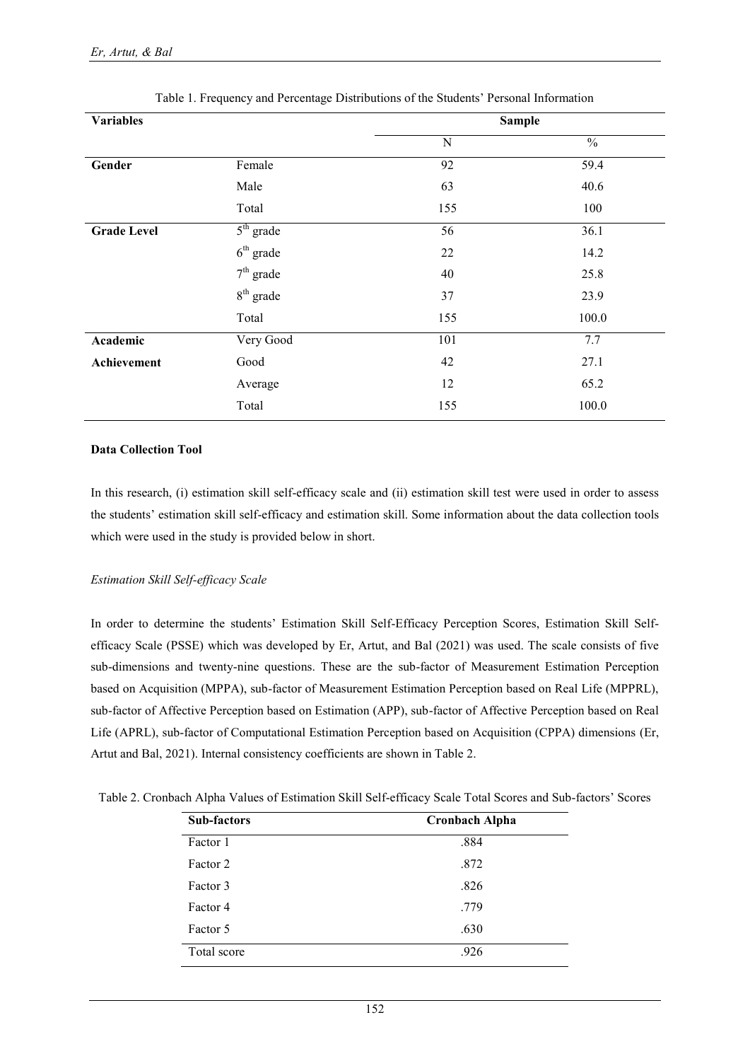Table 1. Frequency and Percentage Distributions of the Students' Personal Information

| **Variables** | | **Sample** | |
|---|---|---|---|
| | | N | % |
| **Gender** | Female | 92 | 59.4 |
| | Male | 63 | 40.6 |
| | Total | 155 | 100 |
| **Grade Level** | 5th grade | 56 | 36.1 |
| | 6th grade | 22 | 14.2 |
| | 7th grade | 40 | 25.8 |
| | 8th grade | 37 | 23.9 |
| | Total | 155 | 100.0 |
| **Academic Achievement** | Very Good | 101 | 7.7 |
| | Good | 42 | 27.1 |
| | Average | 12 | 65.2 |
| | Total | 155 | 100.0 |

### Data Collection Tool

In this research, (i) estimation skill self-efficacy scale and (ii) estimation skill test were used in order to assess the students' estimation skill self-efficacy and estimation skill. Some information about the data collection tools which were used in the study is provided below in short.

#### *Estimation Skill Self-efficacy Scale*

In order to determine the students' Estimation Skill Self-Efficacy Perception Scores, Estimation Skill Self-efficacy Scale (PSSE) which was developed by Er, Artut, and Bal (2021) was used. The scale consists of five sub-dimensions and twenty-nine questions. These are the sub-factor of Measurement Estimation Perception based on Acquisition (MPPA), sub-factor of Measurement Estimation Perception based on Real Life (MPPRL), sub-factor of Affective Perception based on Estimation (APP), sub-factor of Affective Perception based on Real Life (APRL), sub-factor of Computational Estimation Perception based on Acquisition (CPPA) dimensions (Er, Artut and Bal, 2021). Internal consistency coefficients are shown in Table 2.

Table 2. Cronbach Alpha Values of Estimation Skill Self-efficacy Scale Total Scores and Sub-factors' Scores

| **Sub-factors** | **Cronbach Alpha** |
|---|---|
| Factor 1 | .884 |
| Factor 2 | .872 |
| Factor 3 | .826 |
| Factor 4 | .779 |
| Factor 5 | .630 |
| Total score | .926 |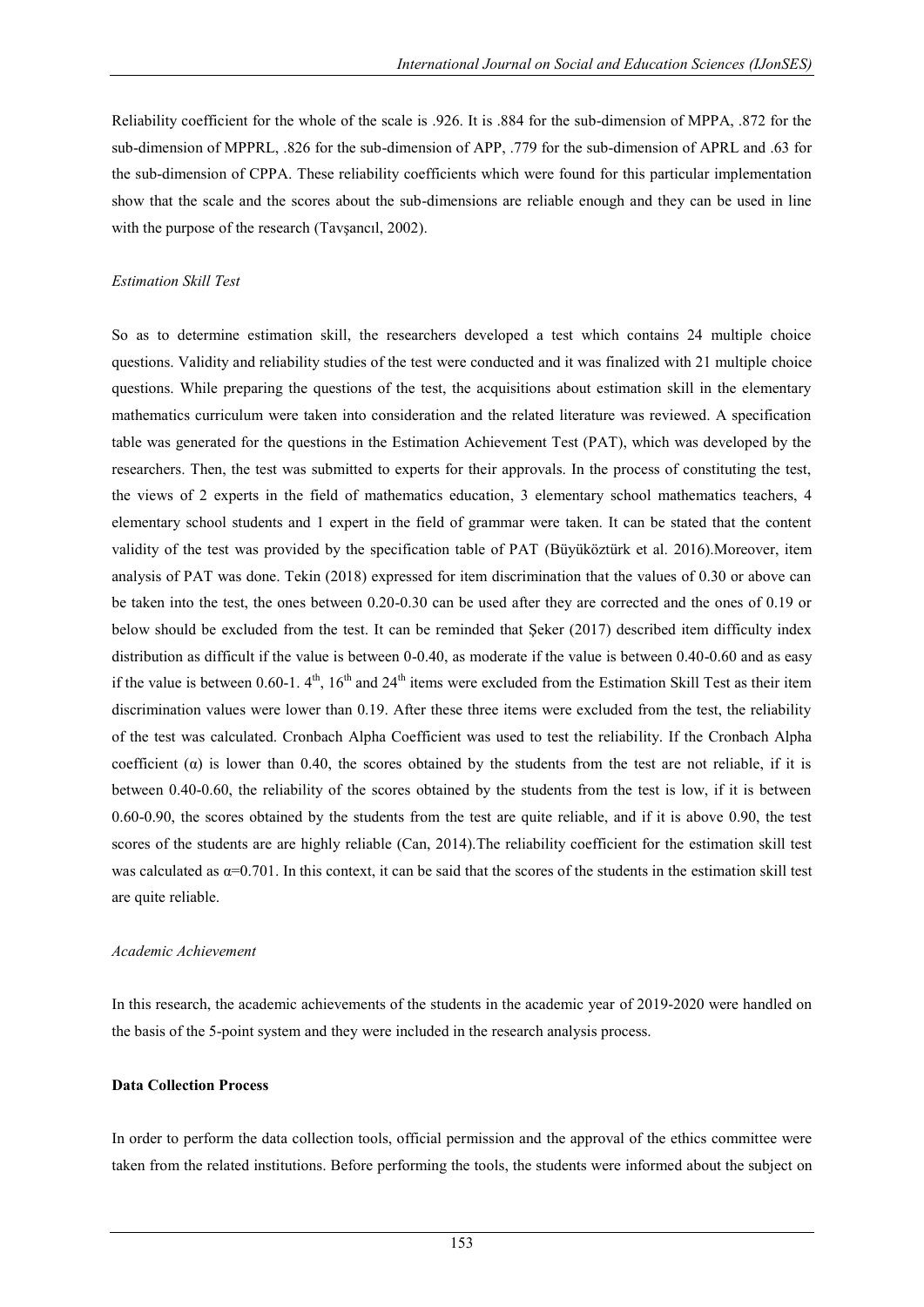Reliability coefficient for the whole of the scale is .926. It is .884 for the sub-dimension of MPPA, .872 for the sub-dimension of MPPRL, .826 for the sub-dimension of APP, .779 for the sub-dimension of APRL and .63 for the sub-dimension of CPPA. These reliability coefficients which were found for this particular implementation show that the scale and the scores about the sub-dimensions are reliable enough and they can be used in line with the purpose of the research (Tavşancıl, 2002).

*Estimation Skill Test*

So as to determine estimation skill, the researchers developed a test which contains 24 multiple choice questions. Validity and reliability studies of the test were conducted and it was finalized with 21 multiple choice questions. While preparing the questions of the test, the acquisitions about estimation skill in the elementary mathematics curriculum were taken into consideration and the related literature was reviewed. A specification table was generated for the questions in the Estimation Achievement Test (PAT), which was developed by the researchers. Then, the test was submitted to experts for their approvals. In the process of constituting the test, the views of 2 experts in the field of mathematics education, 3 elementary school mathematics teachers, 4 elementary school students and 1 expert in the field of grammar were taken. It can be stated that the content validity of the test was provided by the specification table of PAT (Büyüköztürk et al. 2016).Moreover, item analysis of PAT was done. Tekin (2018) expressed for item discrimination that the values of 0.30 or above can be taken into the test, the ones between 0.20-0.30 can be used after they are corrected and the ones of 0.19 or below should be excluded from the test. It can be reminded that Şeker (2017) described item difficulty index distribution as difficult if the value is between 0-0.40, as moderate if the value is between 0.40-0.60 and as easy if the value is between 0.60-1. 4th, 16th and 24th items were excluded from the Estimation Skill Test as their item discrimination values were lower than 0.19. After these three items were excluded from the test, the reliability of the test was calculated. Cronbach Alpha Coefficient was used to test the reliability. If the Cronbach Alpha coefficient ($\alpha$) is lower than 0.40, the scores obtained by the students from the test are not reliable, if it is between 0.40-0.60, the reliability of the scores obtained by the students from the test is low, if it is between 0.60-0.90, the scores obtained by the students from the test are quite reliable, and if it is above 0.90, the test scores of the students are are highly reliable (Can, 2014).The reliability coefficient for the estimation skill test was calculated as $\alpha$=0.701. In this context, it can be said that the scores of the students in the estimation skill test are quite reliable.

*Academic Achievement*

In this research, the academic achievements of the students in the academic year of 2019-2020 were handled on the basis of the 5-point system and they were included in the research analysis process.

**Data Collection Process**

In order to perform the data collection tools, official permission and the approval of the ethics committee were taken from the related institutions. Before performing the tools, the students were informed about the subject on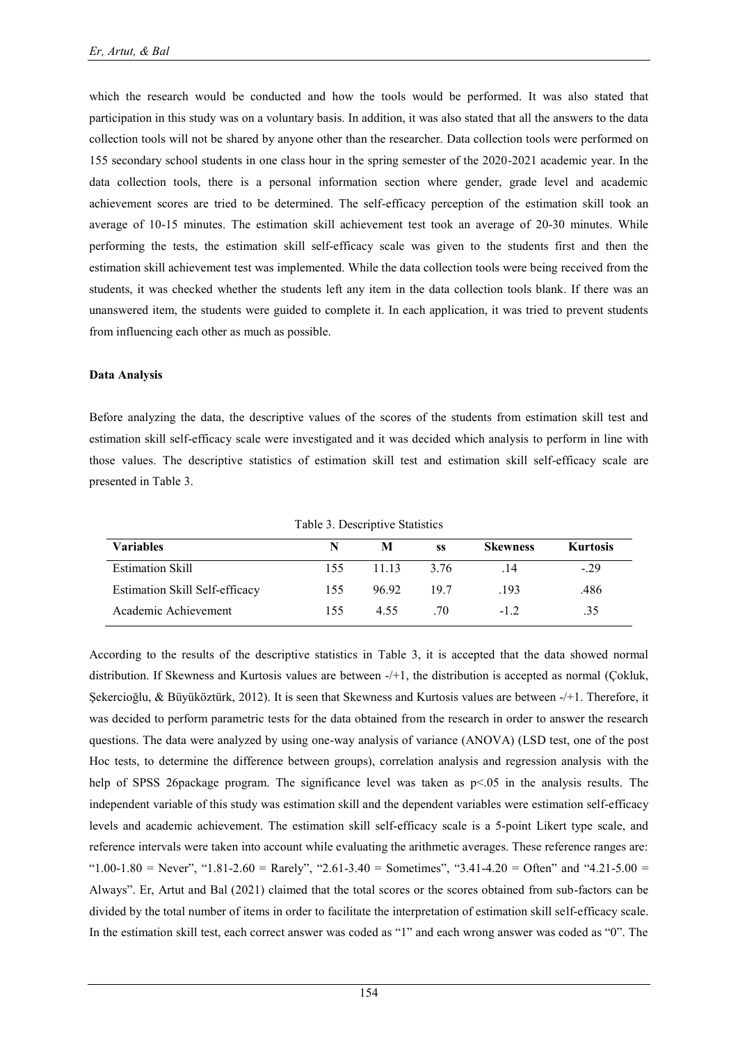which the research would be conducted and how the tools would be performed. It was also stated that participation in this study was on a voluntary basis. In addition, it was also stated that all the answers to the data collection tools will not be shared by anyone other than the researcher. Data collection tools were performed on 155 secondary school students in one class hour in the spring semester of the 2020-2021 academic year. In the data collection tools, there is a personal information section where gender, grade level and academic achievement scores are tried to be determined. The self-efficacy perception of the estimation skill took an average of 10-15 minutes. The estimation skill achievement test took an average of 20-30 minutes. While performing the tests, the estimation skill self-efficacy scale was given to the students first and then the estimation skill achievement test was implemented. While the data collection tools were being received from the students, it was checked whether the students left any item in the data collection tools blank. If there was an unanswered item, the students were guided to complete it. In each application, it was tried to prevent students from influencing each other as much as possible.

**Data Analysis**

Before analyzing the data, the descriptive values of the scores of the students from estimation skill test and estimation skill self-efficacy scale were investigated and it was decided which analysis to perform in line with those values. The descriptive statistics of estimation skill test and estimation skill self-efficacy scale are presented in Table 3.

Table 3. Descriptive Statistics

| Variables | N | M | ss | Skewness | Kurtosis |
|---|---|---|---|---|---|
| Estimation Skill | 155 | 11.13 | 3.76 | .14 | -.29 |
| Estimation Skill Self-efficacy | 155 | 96.92 | 19.7 | .193 | .486 |
| Academic Achievement | 155 | 4.55 | .70 | -1.2 | .35 |

According to the results of the descriptive statistics in Table 3, it is accepted that the data showed normal distribution. If Skewness and Kurtosis values are between -/+1, the distribution is accepted as normal (Çokluk, Şekercioğlu, & Büyüköztürk, 2012). It is seen that Skewness and Kurtosis values are between -/+1. Therefore, it was decided to perform parametric tests for the data obtained from the research in order to answer the research questions. The data were analyzed by using one-way analysis of variance (ANOVA) (LSD test, one of the post Hoc tests, to determine the difference between groups), correlation analysis and regression analysis with the help of SPSS 26package program. The significance level was taken as $p<.05$ in the analysis results. The independent variable of this study was estimation skill and the dependent variables were estimation self-efficacy levels and academic achievement. The estimation skill self-efficacy scale is a 5-point Likert type scale, and reference intervals were taken into account while evaluating the arithmetic averages. These reference ranges are: "1.00-1.80 = Never", "1.81-2.60 = Rarely", "2.61-3.40 = Sometimes", "3.41-4.20 = Often" and "4.21-5.00 = Always". Er, Artut and Bal (2021) claimed that the total scores or the scores obtained from sub-factors can be divided by the total number of items in order to facilitate the interpretation of estimation skill self-efficacy scale. In the estimation skill test, each correct answer was coded as "1" and each wrong answer was coded as "0". The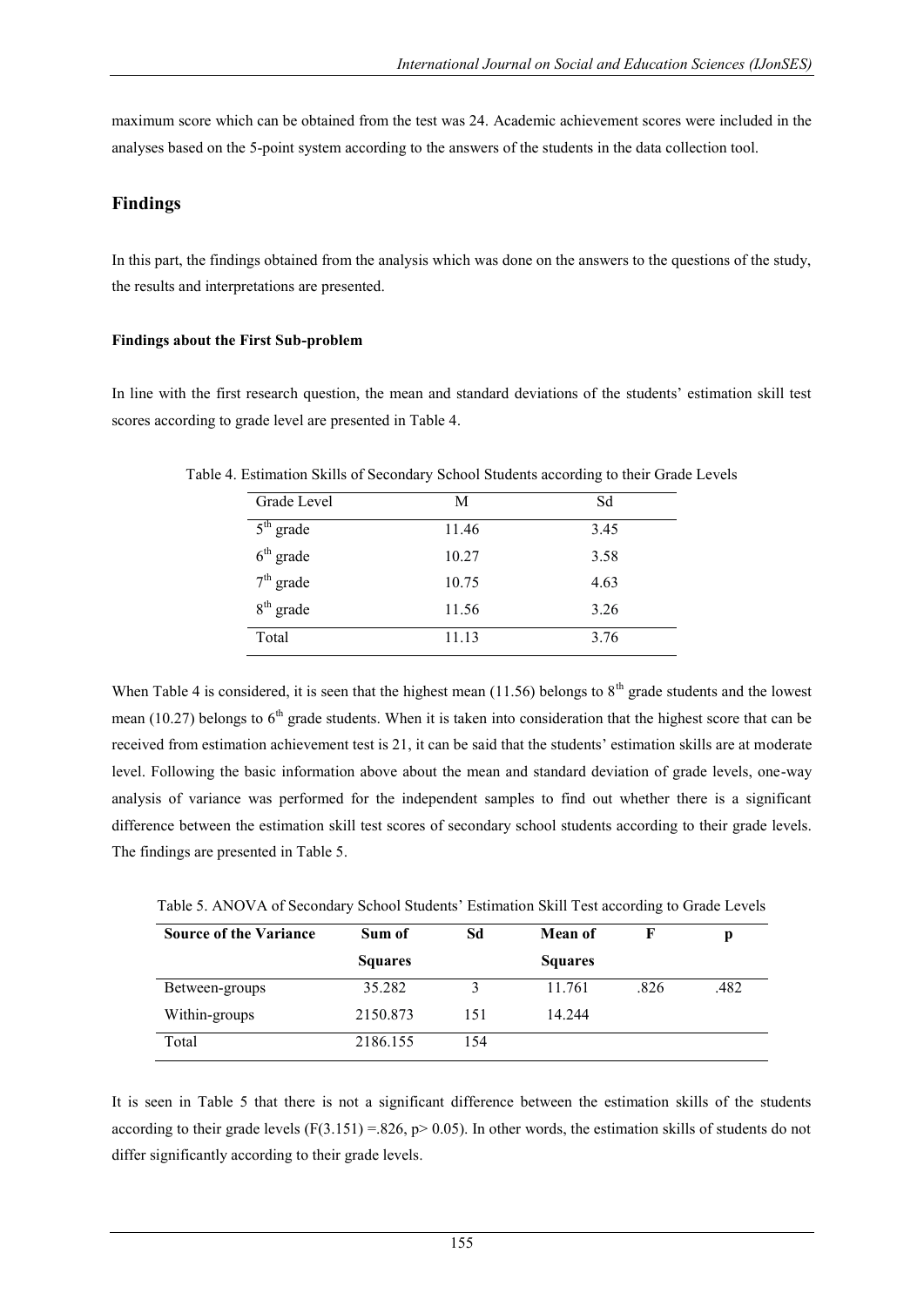maximum score which can be obtained from the test was 24. Academic achievement scores were included in the analyses based on the 5-point system according to the answers of the students in the data collection tool.

## Findings

In this part, the findings obtained from the analysis which was done on the answers to the questions of the study, the results and interpretations are presented.

### Findings about the First Sub-problem

In line with the first research question, the mean and standard deviations of the students' estimation skill test scores according to grade level are presented in Table 4.

Table 4. Estimation Skills of Secondary School Students according to their Grade Levels

| Grade Level | M | Sd |
|---|---|---|
| $5^{th}$ grade | 11.46 | 3.45 |
| $6^{th}$ grade | 10.27 | 3.58 |
| $7^{th}$ grade | 10.75 | 4.63 |
| $8^{th}$ grade | 11.56 | 3.26 |
| Total | 11.13 | 3.76 |

When Table 4 is considered, it is seen that the highest mean (11.56) belongs to $8^{th}$ grade students and the lowest mean (10.27) belongs to $6^{th}$ grade students. When it is taken into consideration that the highest score that can be received from estimation achievement test is 21, it can be said that the students' estimation skills are at moderate level. Following the basic information above about the mean and standard deviation of grade levels, one-way analysis of variance was performed for the independent samples to find out whether there is a significant difference between the estimation skill test scores of secondary school students according to their grade levels. The findings are presented in Table 5.

Table 5. ANOVA of Secondary School Students' Estimation Skill Test according to Grade Levels

| Source of the Variance | Sum of Squares | Sd | Mean of Squares | F | p |
|---|---|---|---|---|---|
| Between-groups | 35.282 | 3 | 11.761 | .826 | .482 |
| Within-groups | 2150.873 | 151 | 14.244 | | |
| Total | 2186.155 | 154 | | | |

It is seen in Table 5 that there is not a significant difference between the estimation skills of the students according to their grade levels ($F(3.151) = .826$, $p > 0.05$). In other words, the estimation skills of students do not differ significantly according to their grade levels.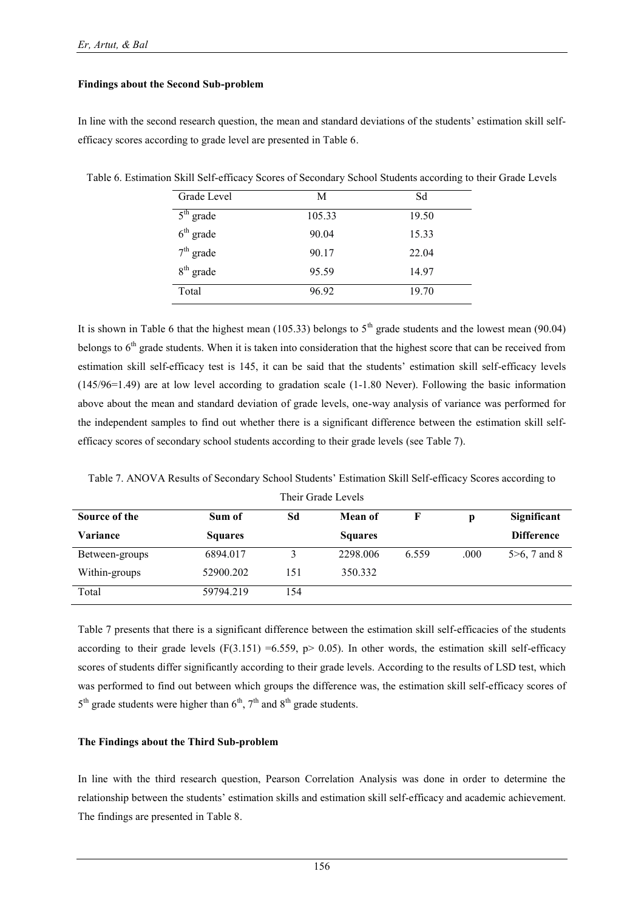### Findings about the Second Sub-problem

In line with the second research question, the mean and standard deviations of the students' estimation skill self-efficacy scores according to grade level are presented in Table 6.

Table 6. Estimation Skill Self-efficacy Scores of Secondary School Students according to their Grade Levels

| Grade Level | M | Sd |
|---|---|---|
| 5th grade | 105.33 | 19.50 |
| 6th grade | 90.04 | 15.33 |
| 7th grade | 90.17 | 22.04 |
| 8th grade | 95.59 | 14.97 |
| Total | 96.92 | 19.70 |

It is shown in Table 6 that the highest mean (105.33) belongs to 5th grade students and the lowest mean (90.04) belongs to 6th grade students. When it is taken into consideration that the highest score that can be received from estimation skill self-efficacy test is 145, it can be said that the students' estimation skill self-efficacy levels (145/96=1.49) are at low level according to gradation scale (1-1.80 Never). Following the basic information above about the mean and standard deviation of grade levels, one-way analysis of variance was performed for the independent samples to find out whether there is a significant difference between the estimation skill self-efficacy scores of secondary school students according to their grade levels (see Table 7).

Table 7. ANOVA Results of Secondary School Students' Estimation Skill Self-efficacy Scores according to Their Grade Levels

| Source of the Variance | Sum of Squares | Sd | Mean of Squares | F | p | Significant Difference |
|---|---|---|---|---|---|---|
| Between-groups | 6894.017 | 3 | 2298.006 | 6.559 | .000 | 5>6, 7 and 8 |
| Within-groups | 52900.202 | 151 | 350.332 | | | |
| Total | 59794.219 | 154 | | | | |

Table 7 presents that there is a significant difference between the estimation skill self-efficacies of the students according to their grade levels ($F(3.151) = 6.559$, $p > 0.05$). In other words, the estimation skill self-efficacy scores of students differ significantly according to their grade levels. According to the results of LSD test, which was performed to find out between which groups the difference was, the estimation skill self-efficacy scores of 5th grade students were higher than 6th, 7th and 8th grade students.

### The Findings about the Third Sub-problem

In line with the third research question, Pearson Correlation Analysis was done in order to determine the relationship between the students' estimation skills and estimation skill self-efficacy and academic achievement. The findings are presented in Table 8.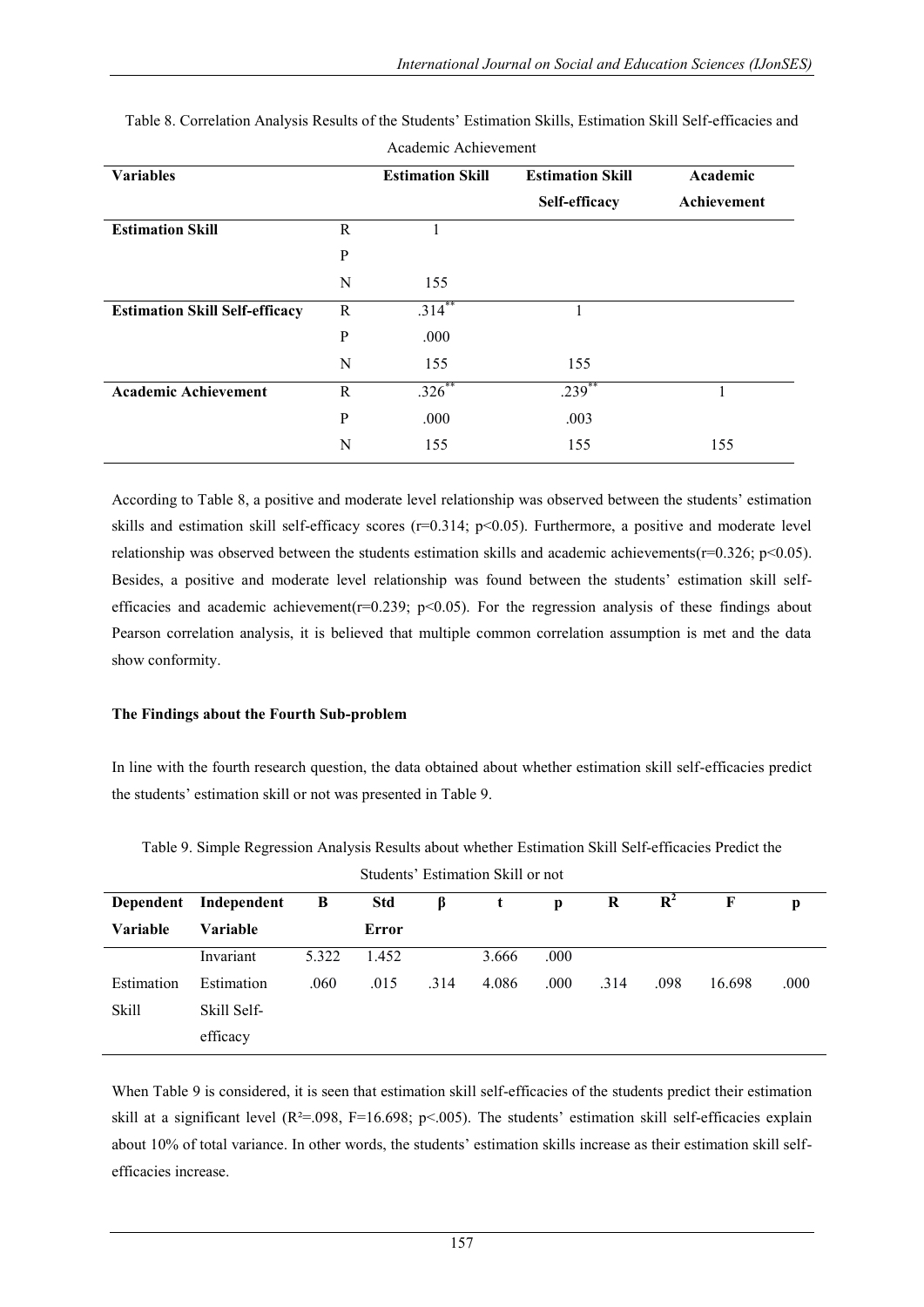Table 8. Correlation Analysis Results of the Students' Estimation Skills, Estimation Skill Self-efficacies and Academic Achievement

| **Variables** | | **Estimation Skill** | **Estimation Skill Self-efficacy** | **Academic Achievement** |
|---|---|---|---|---|
| **Estimation Skill** | R | 1 | | |
| | P | | | |
| | N | 155 | | |
| **Estimation Skill Self-efficacy** | R | .314** | 1 | |
| | P | .000 | | |
| | N | 155 | 155 | |
| **Academic Achievement** | R | .326** | .239** | 1 |
| | P | .000 | .003 | |
| | N | 155 | 155 | 155 |

According to Table 8, a positive and moderate level relationship was observed between the students' estimation skills and estimation skill self-efficacy scores ($r=0.314$; $p<0.05$). Furthermore, a positive and moderate level relationship was observed between the students estimation skills and academic achievements($r=0.326$; $p<0.05$). Besides, a positive and moderate level relationship was found between the students' estimation skill self-efficacies and academic achievement($r=0.239$; $p<0.05$). For the regression analysis of these findings about Pearson correlation analysis, it is believed that multiple common correlation assumption is met and the data show conformity.

### The Findings about the Fourth Sub-problem

In line with the fourth research question, the data obtained about whether estimation skill self-efficacies predict the students' estimation skill or not was presented in Table 9.

Table 9. Simple Regression Analysis Results about whether Estimation Skill Self-efficacies Predict the Students' Estimation Skill or not

| **Dependent Variable** | **Independent Variable** | **B** | **Std Error** | **β** | **t** | **p** | **R** | $\mathbf{R^2}$ | **F** | **p** |
|---|---|---|---|---|---|---|---|---|---|---|
| | Invariant | 5.322 | 1.452 | | 3.666 | .000 | | | | |
| Estimation Skill | Estimation Skill Self-efficacy | .060 | .015 | .314 | 4.086 | .000 | .314 | .098 | 16.698 | .000 |

When Table 9 is considered, it is seen that estimation skill self-efficacies of the students predict their estimation skill at a significant level ($R^2=.098$, $F=16.698$; $p<.005$). The students' estimation skill self-efficacies explain about 10% of total variance. In other words, the students' estimation skills increase as their estimation skill self-efficacies increase.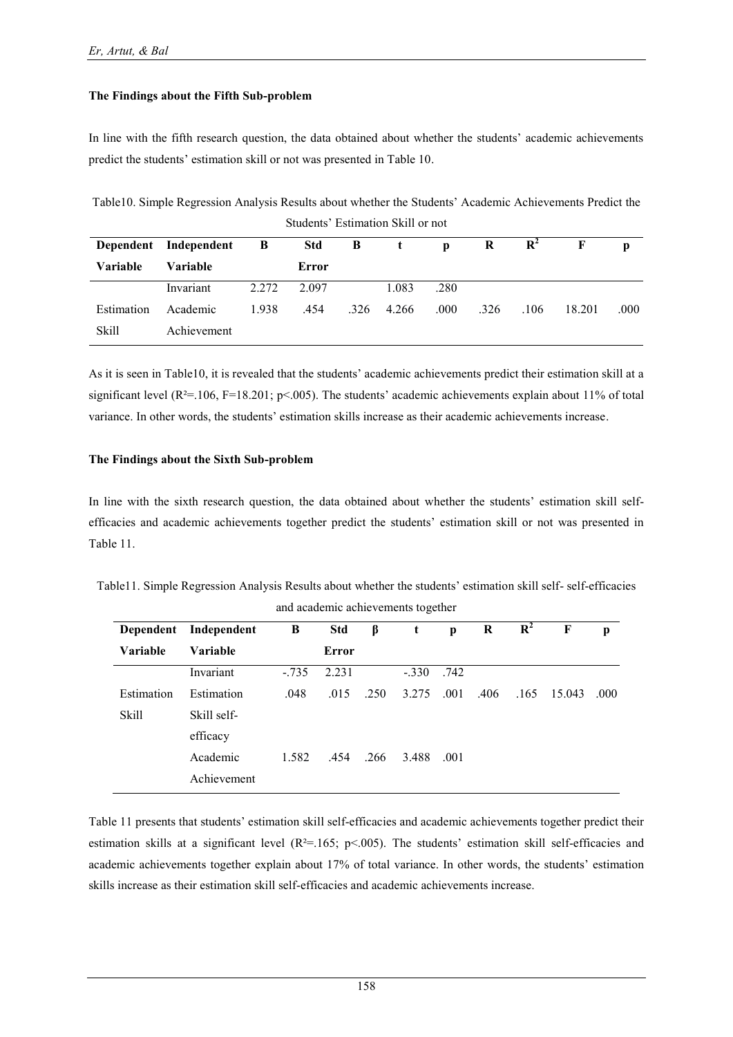### The Findings about the Fifth Sub-problem

In line with the fifth research question, the data obtained about whether the students' academic achievements predict the students' estimation skill or not was presented in Table 10.

Table10. Simple Regression Analysis Results about whether the Students' Academic Achievements Predict the Students' Estimation Skill or not

| Dependent Variable | Independent Variable | B | Std Error | B | t | p | R | $R^2$ | F | p |
|---|---|---|---|---|---|---|---|---|---|---|
| | Invariant | 2.272 | 2.097 | | 1.083 | .280 | | | | |
| Estimation Skill | Academic Achievement | 1.938 | .454 | .326 | 4.266 | .000 | .326 | .106 | 18.201 | .000 |

As it is seen in Table10, it is revealed that the students' academic achievements predict their estimation skill at a significant level ($R^2$=.106, F=18.201; p<.005). The students' academic achievements explain about 11% of total variance. In other words, the students' estimation skills increase as their academic achievements increase.

### The Findings about the Sixth Sub-problem

In line with the sixth research question, the data obtained about whether the students' estimation skill self-efficacies and academic achievements together predict the students' estimation skill or not was presented in Table 11.

Table11. Simple Regression Analysis Results about whether the students' estimation skill self- self-efficacies and academic achievements together

| Dependent Variable | Independent Variable | B | Std Error | β | t | p | R | $R^2$ | F | p |
|---|---|---|---|---|---|---|---|---|---|---|
| | Invariant | -.735 | 2.231 | | -.330 | .742 | | | | |
| Estimation Skill | Estimation Skill self-efficacy | .048 | .015 | .250 | 3.275 | .001 | .406 | .165 | 15.043 | .000 |
| | Academic Achievement | 1.582 | .454 | .266 | 3.488 | .001 | | | | |

Table 11 presents that students' estimation skill self-efficacies and academic achievements together predict their estimation skills at a significant level ($R^2$=.165; p<.005). The students' estimation skill self-efficacies and academic achievements together explain about 17% of total variance. In other words, the students' estimation skills increase as their estimation skill self-efficacies and academic achievements increase.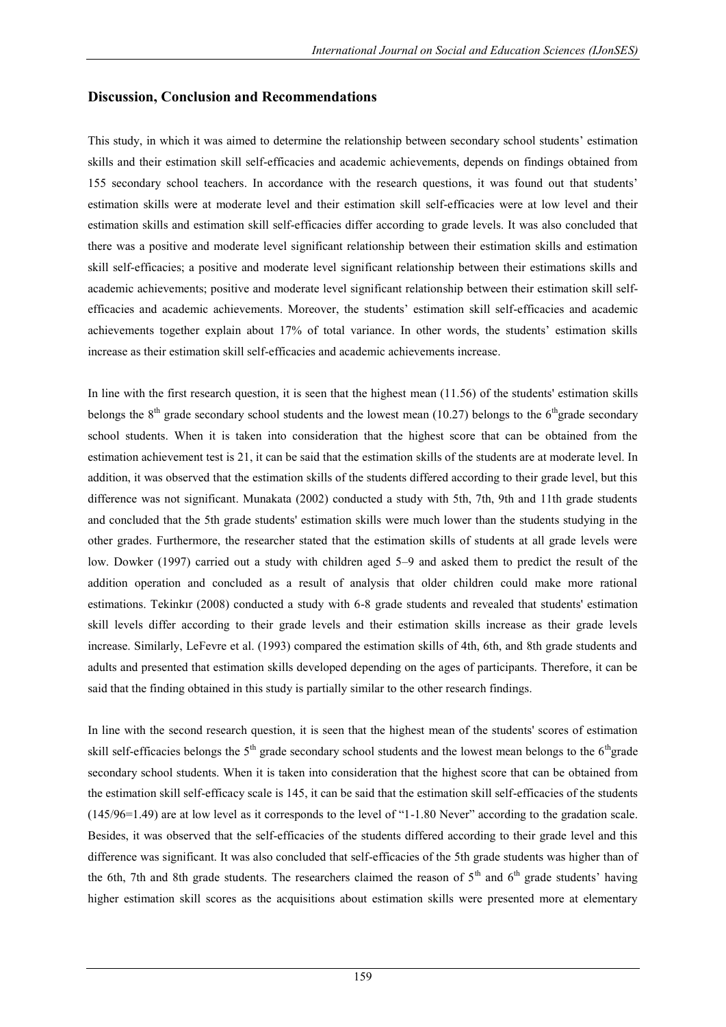## Discussion, Conclusion and Recommendations

This study, in which it was aimed to determine the relationship between secondary school students' estimation skills and their estimation skill self-efficacies and academic achievements, depends on findings obtained from 155 secondary school teachers. In accordance with the research questions, it was found out that students' estimation skills were at moderate level and their estimation skill self-efficacies were at low level and their estimation skills and estimation skill self-efficacies differ according to grade levels. It was also concluded that there was a positive and moderate level significant relationship between their estimation skills and estimation skill self-efficacies; a positive and moderate level significant relationship between their estimations skills and academic achievements; positive and moderate level significant relationship between their estimation skill self-efficacies and academic achievements. Moreover, the students' estimation skill self-efficacies and academic achievements together explain about 17% of total variance. In other words, the students' estimation skills increase as their estimation skill self-efficacies and academic achievements increase.

In line with the first research question, it is seen that the highest mean (11.56) of the students' estimation skills belongs the 8$^{th}$ grade secondary school students and the lowest mean (10.27) belongs to the 6$^{th}$grade secondary school students. When it is taken into consideration that the highest score that can be obtained from the estimation achievement test is 21, it can be said that the estimation skills of the students are at moderate level. In addition, it was observed that the estimation skills of the students differed according to their grade level, but this difference was not significant. Munakata (2002) conducted a study with 5th, 7th, 9th and 11th grade students and concluded that the 5th grade students' estimation skills were much lower than the students studying in the other grades. Furthermore, the researcher stated that the estimation skills of students at all grade levels were low. Dowker (1997) carried out a study with children aged 5–9 and asked them to predict the result of the addition operation and concluded as a result of analysis that older children could make more rational estimations. Tekinkır (2008) conducted a study with 6-8 grade students and revealed that students' estimation skill levels differ according to their grade levels and their estimation skills increase as their grade levels increase. Similarly, LeFevre et al. (1993) compared the estimation skills of 4th, 6th, and 8th grade students and adults and presented that estimation skills developed depending on the ages of participants. Therefore, it can be said that the finding obtained in this study is partially similar to the other research findings.

In line with the second research question, it is seen that the highest mean of the students' scores of estimation skill self-efficacies belongs the 5$^{th}$ grade secondary school students and the lowest mean belongs to the 6$^{th}$grade secondary school students. When it is taken into consideration that the highest score that can be obtained from the estimation skill self-efficacy scale is 145, it can be said that the estimation skill self-efficacies of the students (145/96=1.49) are at low level as it corresponds to the level of "1-1.80 Never" according to the gradation scale. Besides, it was observed that the self-efficacies of the students differed according to their grade level and this difference was significant. It was also concluded that self-efficacies of the 5th grade students was higher than of the 6th, 7th and 8th grade students. The researchers claimed the reason of 5$^{th}$ and 6$^{th}$ grade students' having higher estimation skill scores as the acquisitions about estimation skills were presented more at elementary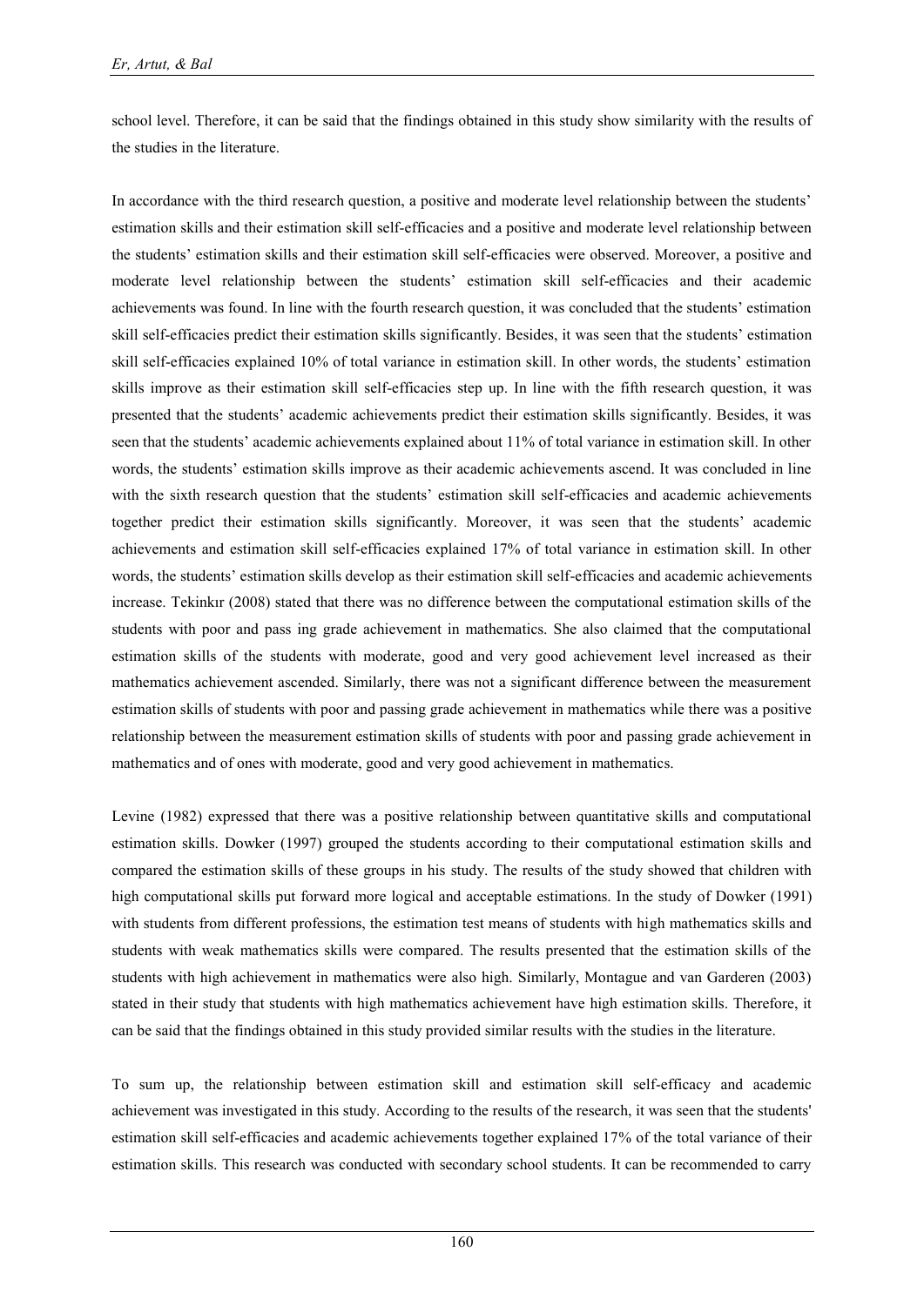school level. Therefore, it can be said that the findings obtained in this study show similarity with the results of the studies in the literature.

In accordance with the third research question, a positive and moderate level relationship between the students' estimation skills and their estimation skill self-efficacies and a positive and moderate level relationship between the students' estimation skills and their estimation skill self-efficacies were observed. Moreover, a positive and moderate level relationship between the students' estimation skill self-efficacies and their academic achievements was found. In line with the fourth research question, it was concluded that the students' estimation skill self-efficacies predict their estimation skills significantly. Besides, it was seen that the students' estimation skill self-efficacies explained 10% of total variance in estimation skill. In other words, the students' estimation skills improve as their estimation skill self-efficacies step up. In line with the fifth research question, it was presented that the students' academic achievements predict their estimation skills significantly. Besides, it was seen that the students' academic achievements explained about 11% of total variance in estimation skill. In other words, the students' estimation skills improve as their academic achievements ascend. It was concluded in line with the sixth research question that the students' estimation skill self-efficacies and academic achievements together predict their estimation skills significantly. Moreover, it was seen that the students' academic achievements and estimation skill self-efficacies explained 17% of total variance in estimation skill. In other words, the students' estimation skills develop as their estimation skill self-efficacies and academic achievements increase. Tekinkır (2008) stated that there was no difference between the computational estimation skills of the students with poor and pass ing grade achievement in mathematics. She also claimed that the computational estimation skills of the students with moderate, good and very good achievement level increased as their mathematics achievement ascended. Similarly, there was not a significant difference between the measurement estimation skills of students with poor and passing grade achievement in mathematics while there was a positive relationship between the measurement estimation skills of students with poor and passing grade achievement in mathematics and of ones with moderate, good and very good achievement in mathematics.

Levine (1982) expressed that there was a positive relationship between quantitative skills and computational estimation skills. Dowker (1997) grouped the students according to their computational estimation skills and compared the estimation skills of these groups in his study. The results of the study showed that children with high computational skills put forward more logical and acceptable estimations. In the study of Dowker (1991) with students from different professions, the estimation test means of students with high mathematics skills and students with weak mathematics skills were compared. The results presented that the estimation skills of the students with high achievement in mathematics were also high. Similarly, Montague and van Garderen (2003) stated in their study that students with high mathematics achievement have high estimation skills. Therefore, it can be said that the findings obtained in this study provided similar results with the studies in the literature.

To sum up, the relationship between estimation skill and estimation skill self-efficacy and academic achievement was investigated in this study. According to the results of the research, it was seen that the students' estimation skill self-efficacies and academic achievements together explained 17% of the total variance of their estimation skills. This research was conducted with secondary school students. It can be recommended to carry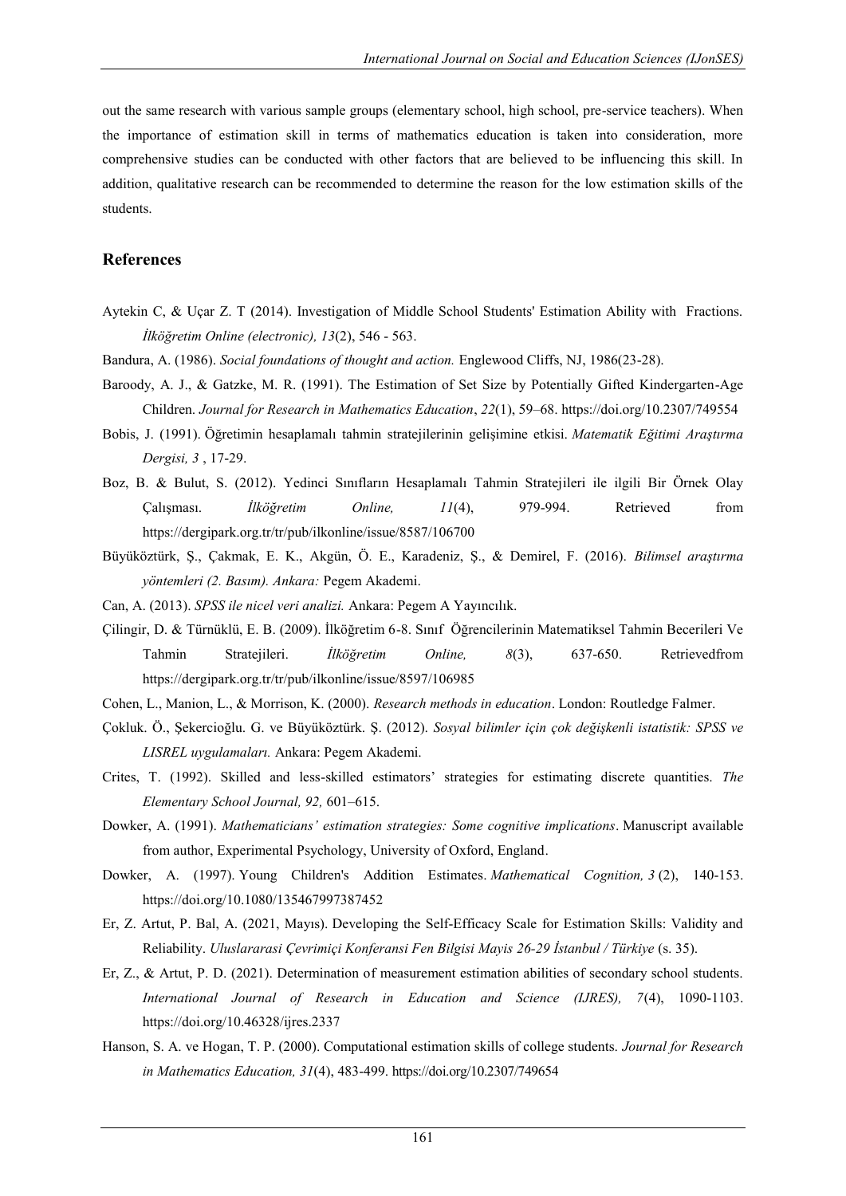out the same research with various sample groups (elementary school, high school, pre-service teachers). When the importance of estimation skill in terms of mathematics education is taken into consideration, more comprehensive studies can be conducted with other factors that are believed to be influencing this skill. In addition, qualitative research can be recommended to determine the reason for the low estimation skills of the students.

## References

Aytekin C, & Uçar Z. T (2014). Investigation of Middle School Students' Estimation Ability with Fractions. *İlköğretim Online (electronic), 13*(2), 546 - 563.

Bandura, A. (1986). *Social foundations of thought and action.* Englewood Cliffs, NJ, 1986(23-28).

Baroody, A. J., & Gatzke, M. R. (1991). The Estimation of Set Size by Potentially Gifted Kindergarten-Age Children. *Journal for Research in Mathematics Education*, *22*(1), 59–68. https://doi.org/10.2307/749554

Bobis, J. (1991). Öğretimin hesaplamalı tahmin stratejilerinin gelişimine etkisi. *Matematik Eğitimi Araştırma Dergisi, 3* , 17-29.

Boz, B. & Bulut, S. (2012). Yedinci Sınıfların Hesaplamalı Tahmin Stratejileri ile ilgili Bir Örnek Olay Çalışması. *İlköğretim Online, 11*(4), 979-994. Retrieved from https://dergipark.org.tr/tr/pub/ilkonline/issue/8587/106700

Büyüköztürk, Ş., Çakmak, E. K., Akgün, Ö. E., Karadeniz, Ş., & Demirel, F. (2016). *Bilimsel araştırma yöntemleri (2. Basım). Ankara:* Pegem Akademi.

Can, A. (2013). *SPSS ile nicel veri analizi.* Ankara: Pegem A Yayıncılık.

Çilingir, D. & Türnüklü, E. B. (2009). İlköğretim 6-8. Sınıf Öğrencilerinin Matematiksel Tahmin Becerileri Ve Tahmin Stratejileri. *İlköğretim Online, 8*(3), 637-650. Retrievedfrom https://dergipark.org.tr/tr/pub/ilkonline/issue/8597/106985

Cohen, L., Manion, L., & Morrison, K. (2000). *Research methods in education*. London: Routledge Falmer.

Çokluk. Ö., Şekercioğlu. G. ve Büyüköztürk. Ş. (2012). *Sosyal bilimler için çok değişkenli istatistik: SPSS ve LISREL uygulamaları.* Ankara: Pegem Akademi.

Crites, T. (1992). Skilled and less-skilled estimators' strategies for estimating discrete quantities. *The Elementary School Journal, 92,* 601–615.

Dowker, A. (1991). *Mathematicians' estimation strategies: Some cognitive implications*. Manuscript available from author, Experimental Psychology, University of Oxford, England.

Dowker, A. (1997). Young Children's Addition Estimates. *Mathematical Cognition, 3* (2), 140-153. https://doi.org/10.1080/135467997387452

Er, Z. Artut, P. Bal, A. (2021, Mayıs). Developing the Self-Efficacy Scale for Estimation Skills: Validity and Reliability. *Uluslararasi Çevrimiçi Konferansi Fen Bilgisi Mayis 26-29 İstanbul / Türkiye* (s. 35).

Er, Z., & Artut, P. D. (2021). Determination of measurement estimation abilities of secondary school students. *International Journal of Research in Education and Science (IJRES), 7*(4), 1090-1103. https://doi.org/10.46328/ijres.2337

Hanson, S. A. ve Hogan, T. P. (2000). Computational estimation skills of college students. *Journal for Research in Mathematics Education, 31*(4), 483-499. https://doi.org/10.2307/749654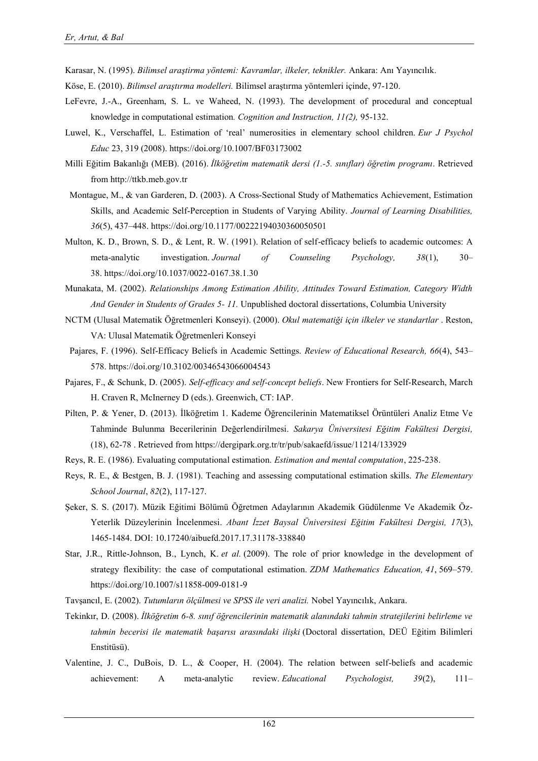Karasar, N. (1995). *Bilimsel araştirma yöntemi: Kavramlar, ilkeler, teknikler.* Ankara: Anı Yayıncılık.

Köse, E. (2010). *Bilimsel araştırma modelleri.* Bilimsel araştırma yöntemleri içinde, 97-120.

LeFevre, J.-A., Greenham, S. L. ve Waheed, N. (1993). The development of procedural and conceptual knowledge in computational estimation*. Cognition and Instruction, 11(2),* 95-132.

Luwel, K., Verschaffel, L. Estimation of 'real' numerosities in elementary school children. *Eur J Psychol Educ* 23, 319 (2008). https://doi.org/10.1007/BF03173002

Milli Eğitim Bakanlığı (MEB). (2016). *İlköğretim matematik dersi (1.-5. sınıflar) öğretim programı*. Retrieved from http://ttkb.meb.gov.tr

Montague, M., & van Garderen, D. (2003). A Cross-Sectional Study of Mathematics Achievement, Estimation Skills, and Academic Self-Perception in Students of Varying Ability. *Journal of Learning Disabilities, 36*(5), 437–448. https://doi.org/10.1177/00222194030360050501

Multon, K. D., Brown, S. D., & Lent, R. W. (1991). Relation of self-efficacy beliefs to academic outcomes: A meta-analytic investigation. *Journal of Counseling Psychology, 38*(1), 30–38. https://doi.org/10.1037/0022-0167.38.1.30

Munakata, M. (2002). *Relationships Among Estimation Ability, Attitudes Toward Estimation, Category Width And Gender in Students of Grades 5- 11.* Unpublished doctoral dissertations, Columbia University

NCTM (Ulusal Matematik Öğretmenleri Konseyi). (2000). *Okul matematiği için ilkeler ve standartlar* . Reston, VA: Ulusal Matematik Öğretmenleri Konseyi

Pajares, F. (1996). Self-Efficacy Beliefs in Academic Settings. *Review of Educational Research, 66*(4), 543–578. https://doi.org/10.3102/00346543066004543

Pajares, F., & Schunk, D. (2005). *Self-efficacy and self-concept beliefs*. New Frontiers for Self-Research, March H. Craven R, McInerney D (eds.). Greenwich, CT: IAP.

Pilten, P. & Yener, D. (2013). İlköğretim 1. Kademe Öğrencilerinin Matematiksel Örüntüleri Analiz Etme Ve Tahminde Bulunma Becerilerinin Değerlendirilmesi. *Sakarya Üniversitesi Eğitim Fakültesi Dergisi,* (18), 62-78 . Retrieved from https://dergipark.org.tr/tr/pub/sakaefd/issue/11214/133929

Reys, R. E. (1986). Evaluating computational estimation. *Estimation and mental computation*, 225-238.

Reys, R. E., & Bestgen, B. J. (1981). Teaching and assessing computational estimation skills. *The Elementary School Journal*, *82*(2), 117-127.

Şeker, S. S. (2017). Müzik Eğitimi Bölümü Öğretmen Adaylarının Akademik Güdülenme Ve Akademik Öz-Yeterlik Düzeylerinin İncelenmesi. *Abant İzzet Baysal Üniversitesi Eğitim Fakültesi Dergisi, 17*(3), 1465-1484. DOI: 10.17240/aibuefd.2017.17.31178-338840

Star, J.R., Rittle-Johnson, B., Lynch, K. *et al.* (2009). The role of prior knowledge in the development of strategy flexibility: the case of computational estimation. *ZDM Mathematics Education, 41*, 569–579. https://doi.org/10.1007/s11858-009-0181-9

Tavşancıl, E. (2002). *Tutumların ölçülmesi ve SPSS ile veri analizi.* Nobel Yayıncılık, Ankara.

Tekinkır, D. (2008). *İlköğretim 6-8. sınıf öğrencilerinin matematik alanındaki tahmin stratejilerini belirleme ve tahmin becerisi ile matematik başarısı arasındaki ilişki* (Doctoral dissertation, DEÜ Eğitim Bilimleri Enstitüsü).

Valentine, J. C., DuBois, D. L., & Cooper, H. (2004). The relation between self-beliefs and academic achievement: A meta-analytic review. *Educational Psychologist, 39*(2), 111–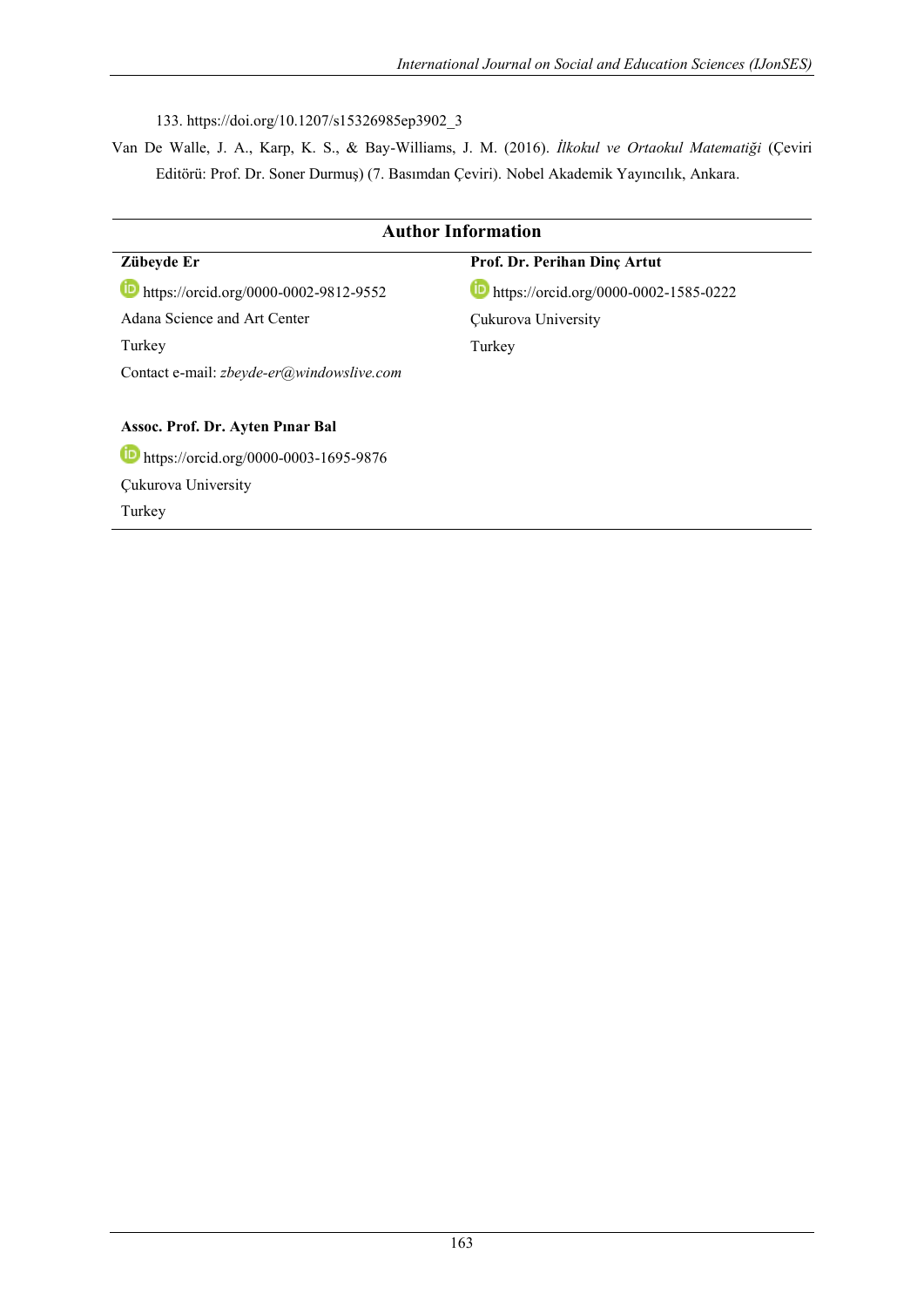133. https://doi.org/10.1207/s15326985ep3902_3

Van De Walle, J. A., Karp, K. S., & Bay-Williams, J. M. (2016). *İlkokul ve Ortaokul Matematiği* (Çeviri Editörü: Prof. Dr. Soner Durmuş) (7. Basımdan Çeviri). Nobel Akademik Yayıncılık, Ankara.

## Author Information

**Zübeyde Er**
https://orcid.org/0000-0002-9812-9552
Adana Science and Art Center
Turkey
Contact e-mail: *zbeyde-er@windowslive.com*

**Prof. Dr. Perihan Dinç Artut**
https://orcid.org/0000-0002-1585-0222
Çukurova University
Turkey

**Assoc. Prof. Dr. Ayten Pınar Bal**
https://orcid.org/0000-0003-1695-9876
Çukurova University
Turkey